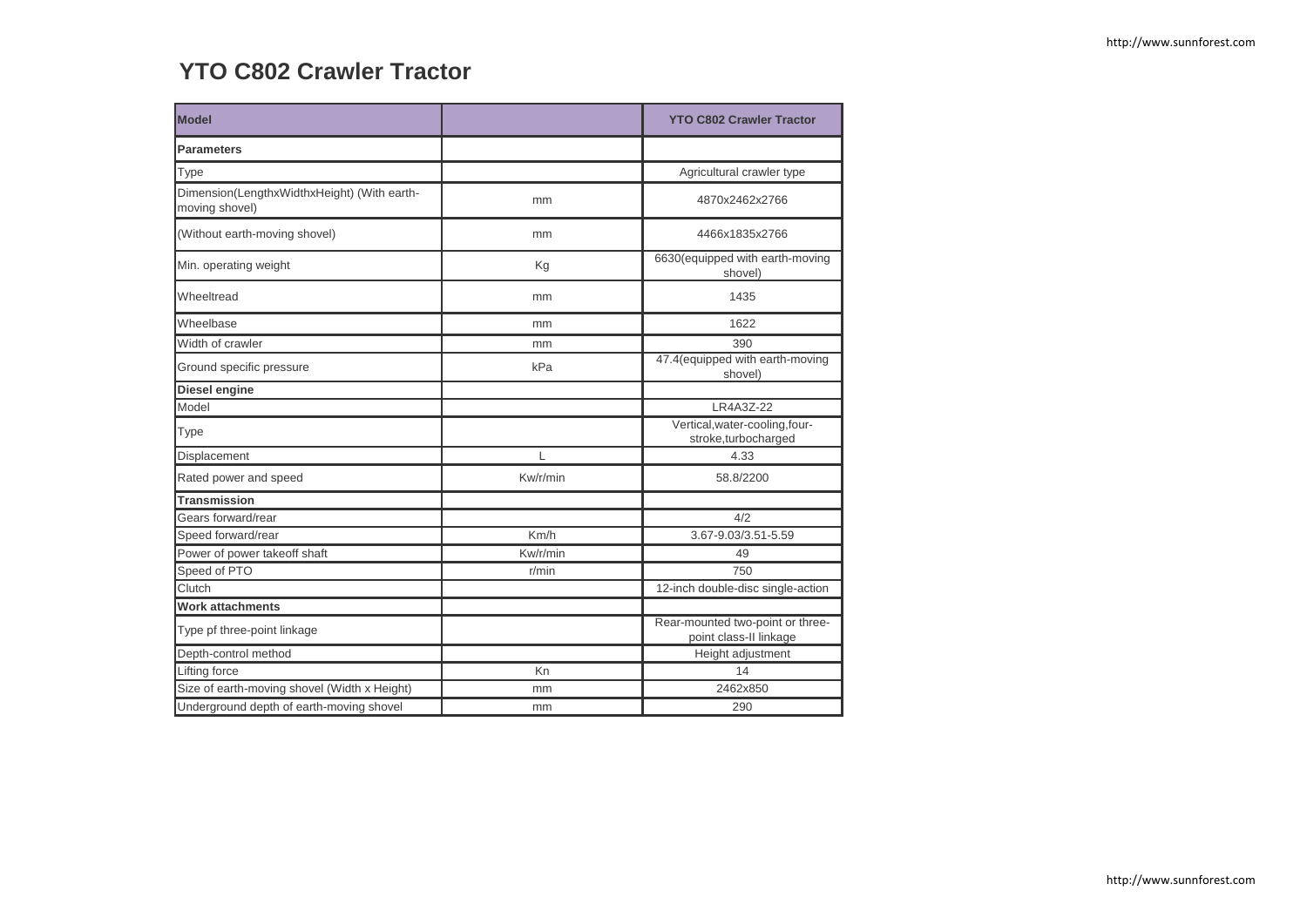# YTO C802 Crawler Tractor

| Model | | YTO C802 Crawler Tractor |
|---|---|---|
| **Parameters** | | |
| Type | | Agricultural crawler type |
| Dimension(LengthxWidthxHeight) (With earth-moving shovel) | mm | 4870x2462x2766 |
| (Without earth-moving shovel) | mm | 4466x1835x2766 |
| Min. operating weight | Kg | 6630(equipped with earth-moving shovel) |
| Wheeltread | mm | 1435 |
| Wheelbase | mm | 1622 |
| Width of crawler | mm | 390 |
| Ground specific pressure | kPa | 47.4(equipped with earth-moving shovel) |
| **Diesel engine** | | |
| Model | | LR4A3Z-22 |
| Type | | Vertical,water-cooling,four-stroke,turbocharged |
| Displacement | L | 4.33 |
| Rated power and speed | Kw/r/min | 58.8/2200 |
| **Transmission** | | |
| Gears forward/rear | | 4/2 |
| Speed forward/rear | Km/h | 3.67-9.03/3.51-5.59 |
| Power of power takeoff shaft | Kw/r/min | 49 |
| Speed of PTO | r/min | 750 |
| Clutch | | 12-inch double-disc single-action |
| **Work attachments** | | |
| Type pf three-point linkage | | Rear-mounted two-point or three-point class-II linkage |
| Depth-control method | | Height adjustment |
| Lifting force | Kn | 14 |
| Size of earth-moving shovel (Width x Height) | mm | 2462x850 |
| Underground depth of earth-moving shovel | mm | 290 |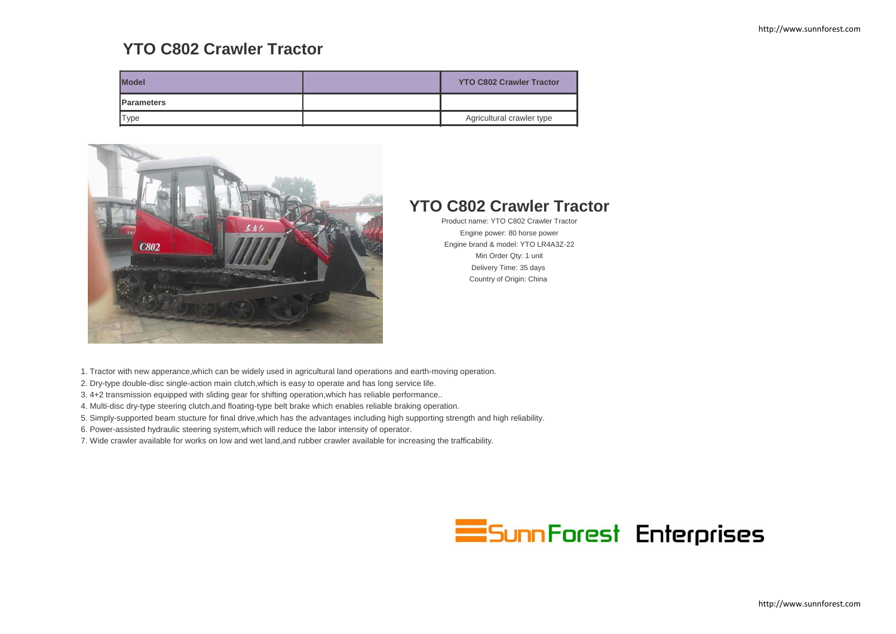# YTO C802 Crawler Tractor

| Model | | YTO C802 Crawler Tractor |
|---|---|---|
| Parameters | | |
| Type | | Agricultural crawler type |

## YTO C802 Crawler Tractor

Product name: YTO C802 Crawler Tractor
Engine power: 80 horse power
Engine brand & model: YTO LR4A3Z-22
Min Order Qty: 1 unit
Delivery Time: 35 days
Country of Origin: China

1. Tractor with new apperance,which can be widely used in agricultural land operations and earth-moving operation.
2. Dry-type double-disc single-action main clutch,which is easy to operate and has long service life.
3. 4+2 transmission equipped with sliding gear for shifting operation,which has reliable performance..
4. Multi-disc dry-type steering clutch,and floating-type belt brake which enables reliable braking operation.
5. Simply-supported beam stucture for final drive,which has the advantages including high supporting strength and high reliability.
6. Power-assisted hydraulic steering system,which will reduce the labor intensity of operator.
7. Wide crawler available for works on low and wet land,and rubber crawler available for increasing the trafficability.

SunnForest Enterprises